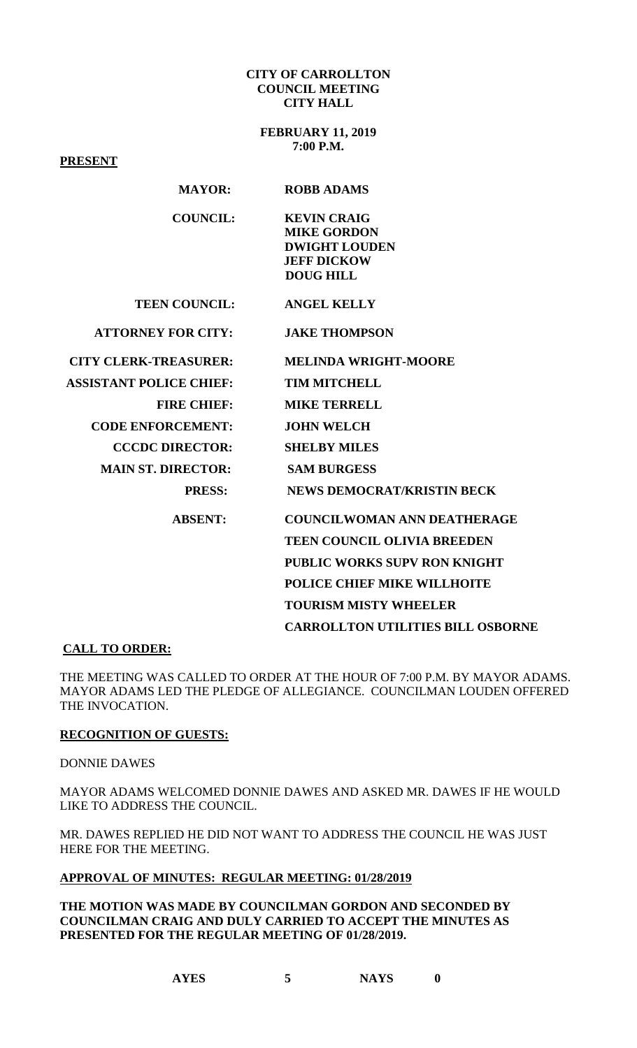**CITY OF CARROLLTON**
**COUNCIL MEETING**
**CITY HALL**

**FEBRUARY 11, 2019**
**7:00 P.M.**

**PRESENT**

| | |
|---|---|
| **MAYOR:** | **ROBB ADAMS** |
| **COUNCIL:** | **KEVIN CRAIG** |
| | **MIKE GORDON** |
| | **DWIGHT LOUDEN** |
| | **JEFF DICKOW** |
| | **DOUG HILL** |
| **TEEN COUNCIL:** | **ANGEL KELLY** |
| **ATTORNEY FOR CITY:** | **JAKE THOMPSON** |
| **CITY CLERK-TREASURER:** | **MELINDA WRIGHT-MOORE** |
| **ASSISTANT POLICE CHIEF:** | **TIM MITCHELL** |
| **FIRE CHIEF:** | **MIKE TERRELL** |
| **CODE ENFORCEMENT:** | **JOHN WELCH** |
| **CCCDC DIRECTOR:** | **SHELBY MILES** |
| **MAIN ST. DIRECTOR:** | **SAM BURGESS** |
| **PRESS:** | **NEWS DEMOCRAT/KRISTIN BECK** |
| **ABSENT:** | **COUNCILWOMAN ANN DEATHERAGE** |
| | **TEEN COUNCIL OLIVIA BREEDEN** |
| | **PUBLIC WORKS SUPV RON KNIGHT** |
| | **POLICE CHIEF MIKE WILLHOITE** |
| | **TOURISM MISTY WHEELER** |
| | **CARROLLTON UTILITIES BILL OSBORNE** |

**CALL TO ORDER:**

THE MEETING WAS CALLED TO ORDER AT THE HOUR OF 7:00 P.M. BY MAYOR ADAMS. MAYOR ADAMS LED THE PLEDGE OF ALLEGIANCE. COUNCILMAN LOUDEN OFFERED THE INVOCATION.

**RECOGNITION OF GUESTS:**

DONNIE DAWES

MAYOR ADAMS WELCOMED DONNIE DAWES AND ASKED MR. DAWES IF HE WOULD LIKE TO ADDRESS THE COUNCIL.

MR. DAWES REPLIED HE DID NOT WANT TO ADDRESS THE COUNCIL HE WAS JUST HERE FOR THE MEETING.

**APPROVAL OF MINUTES: REGULAR MEETING: 01/28/2019**

**THE MOTION WAS MADE BY COUNCILMAN GORDON AND SECONDED BY COUNCILMAN CRAIG AND DULY CARRIED TO ACCEPT THE MINUTES AS PRESENTED FOR THE REGULAR MEETING OF 01/28/2019.**

**AYES 5 NAYS 0**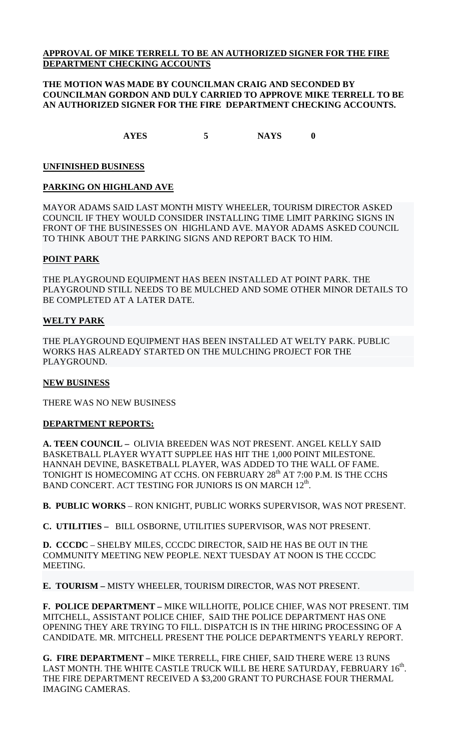**APPROVAL OF MIKE TERRELL TO BE AN AUTHORIZED SIGNER FOR THE FIRE DEPARTMENT CHECKING ACCOUNTS**

**THE MOTION WAS MADE BY COUNCILMAN CRAIG AND SECONDED BY COUNCILMAN GORDON AND DULY CARRIED TO APPROVE MIKE TERRELL TO BE AN AUTHORIZED SIGNER FOR THE FIRE DEPARTMENT CHECKING ACCOUNTS.**

**AYES 5 NAYS 0**

**UNFINISHED BUSINESS**

**PARKING ON HIGHLAND AVE**

MAYOR ADAMS SAID LAST MONTH MISTY WHEELER, TOURISM DIRECTOR ASKED COUNCIL IF THEY WOULD CONSIDER INSTALLING TIME LIMIT PARKING SIGNS IN FRONT OF THE BUSINESSES ON HIGHLAND AVE. MAYOR ADAMS ASKED COUNCIL TO THINK ABOUT THE PARKING SIGNS AND REPORT BACK TO HIM.

**POINT PARK**

THE PLAYGROUND EQUIPMENT HAS BEEN INSTALLED AT POINT PARK. THE PLAYGROUND STILL NEEDS TO BE MULCHED AND SOME OTHER MINOR DETAILS TO BE COMPLETED AT A LATER DATE.

**WELTY PARK**

THE PLAYGROUND EQUIPMENT HAS BEEN INSTALLED AT WELTY PARK. PUBLIC WORKS HAS ALREADY STARTED ON THE MULCHING PROJECT FOR THE PLAYGROUND.

**NEW BUSINESS**

THERE WAS NO NEW BUSINESS

**DEPARTMENT REPORTS:**

**A. TEEN COUNCIL –** OLIVIA BREEDEN WAS NOT PRESENT. ANGEL KELLY SAID BASKETBALL PLAYER WYATT SUPPLEE HAS HIT THE 1,000 POINT MILESTONE. HANNAH DEVINE, BASKETBALL PLAYER, WAS ADDED TO THE WALL OF FAME. TONIGHT IS HOMECOMING AT CCHS. ON FEBRUARY 28th AT 7:00 P.M. IS THE CCHS BAND CONCERT. ACT TESTING FOR JUNIORS IS ON MARCH 12th.

**B. PUBLIC WORKS** – RON KNIGHT, PUBLIC WORKS SUPERVISOR, WAS NOT PRESENT.

**C. UTILITIES –** BILL OSBORNE, UTILITIES SUPERVISOR, WAS NOT PRESENT.

**D. CCCDC** – SHELBY MILES, CCCDC DIRECTOR, SAID HE HAS BE OUT IN THE COMMUNITY MEETING NEW PEOPLE. NEXT TUESDAY AT NOON IS THE CCCDC MEETING.

**E. TOURISM –** MISTY WHEELER, TOURISM DIRECTOR, WAS NOT PRESENT.

**F. POLICE DEPARTMENT –** MIKE WILLHOITE, POLICE CHIEF, WAS NOT PRESENT. TIM MITCHELL, ASSISTANT POLICE CHIEF, SAID THE POLICE DEPARTMENT HAS ONE OPENING THEY ARE TRYING TO FILL. DISPATCH IS IN THE HIRING PROCESSING OF A CANDIDATE. MR. MITCHELL PRESENT THE POLICE DEPARTMENT'S YEARLY REPORT.

**G. FIRE DEPARTMENT –** MIKE TERRELL, FIRE CHIEF, SAID THERE WERE 13 RUNS LAST MONTH. THE WHITE CASTLE TRUCK WILL BE HERE SATURDAY, FEBRUARY 16th. THE FIRE DEPARTMENT RECEIVED A $3,200 GRANT TO PURCHASE FOUR THERMAL IMAGING CAMERAS.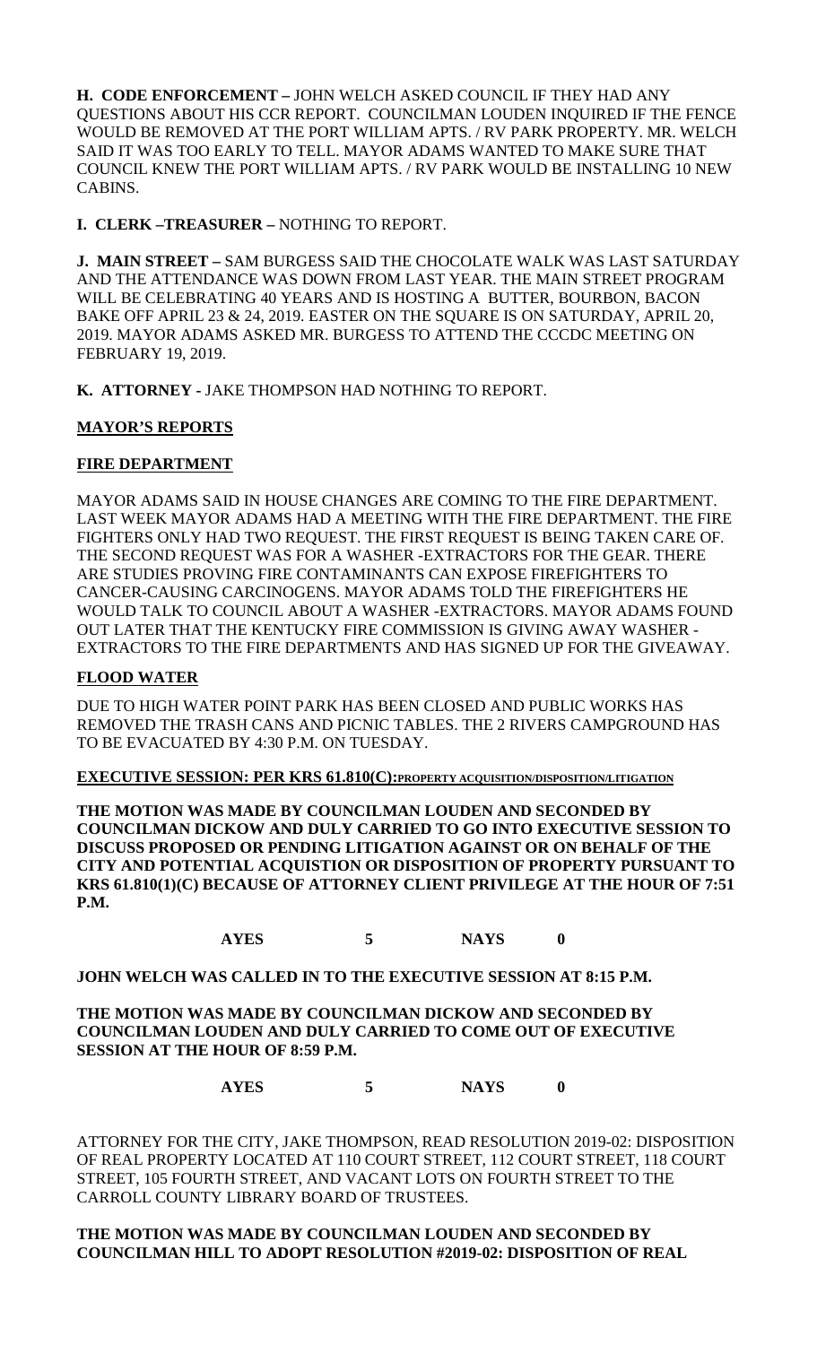**H. CODE ENFORCEMENT –** JOHN WELCH ASKED COUNCIL IF THEY HAD ANY QUESTIONS ABOUT HIS CCR REPORT. COUNCILMAN LOUDEN INQUIRED IF THE FENCE WOULD BE REMOVED AT THE PORT WILLIAM APTS. / RV PARK PROPERTY. MR. WELCH SAID IT WAS TOO EARLY TO TELL. MAYOR ADAMS WANTED TO MAKE SURE THAT COUNCIL KNEW THE PORT WILLIAM APTS. / RV PARK WOULD BE INSTALLING 10 NEW CABINS.

**I. CLERK –TREASURER –** NOTHING TO REPORT.

**J. MAIN STREET –** SAM BURGESS SAID THE CHOCOLATE WALK WAS LAST SATURDAY AND THE ATTENDANCE WAS DOWN FROM LAST YEAR. THE MAIN STREET PROGRAM WILL BE CELEBRATING 40 YEARS AND IS HOSTING A BUTTER, BOURBON, BACON BAKE OFF APRIL 23 & 24, 2019. EASTER ON THE SQUARE IS ON SATURDAY, APRIL 20, 2019. MAYOR ADAMS ASKED MR. BURGESS TO ATTEND THE CCCDC MEETING ON FEBRUARY 19, 2019.

**K. ATTORNEY -** JAKE THOMPSON HAD NOTHING TO REPORT.

**MAYOR'S REPORTS**

**FIRE DEPARTMENT**

MAYOR ADAMS SAID IN HOUSE CHANGES ARE COMING TO THE FIRE DEPARTMENT. LAST WEEK MAYOR ADAMS HAD A MEETING WITH THE FIRE DEPARTMENT. THE FIRE FIGHTERS ONLY HAD TWO REQUEST. THE FIRST REQUEST IS BEING TAKEN CARE OF. THE SECOND REQUEST WAS FOR A WASHER -EXTRACTORS FOR THE GEAR. THERE ARE STUDIES PROVING FIRE CONTAMINANTS CAN EXPOSE FIREFIGHTERS TO CANCER-CAUSING CARCINOGENS. MAYOR ADAMS TOLD THE FIREFIGHTERS HE WOULD TALK TO COUNCIL ABOUT A WASHER -EXTRACTORS. MAYOR ADAMS FOUND OUT LATER THAT THE KENTUCKY FIRE COMMISSION IS GIVING AWAY WASHER - EXTRACTORS TO THE FIRE DEPARTMENTS AND HAS SIGNED UP FOR THE GIVEAWAY.

**FLOOD WATER**

DUE TO HIGH WATER POINT PARK HAS BEEN CLOSED AND PUBLIC WORKS HAS REMOVED THE TRASH CANS AND PICNIC TABLES. THE 2 RIVERS CAMPGROUND HAS TO BE EVACUATED BY 4:30 P.M. ON TUESDAY.

**EXECUTIVE SESSION: PER KRS 61.810(C):PROPERTY ACQUISITION/DISPOSITION/LITIGATION**

**THE MOTION WAS MADE BY COUNCILMAN LOUDEN AND SECONDED BY COUNCILMAN DICKOW AND DULY CARRIED TO GO INTO EXECUTIVE SESSION TO DISCUSS PROPOSED OR PENDING LITIGATION AGAINST OR ON BEHALF OF THE CITY AND POTENTIAL ACQUISTION OR DISPOSITION OF PROPERTY PURSUANT TO KRS 61.810(1)(C) BECAUSE OF ATTORNEY CLIENT PRIVILEGE AT THE HOUR OF 7:51 P.M.**

**AYES 5 NAYS 0**

**JOHN WELCH WAS CALLED IN TO THE EXECUTIVE SESSION AT 8:15 P.M.**

**THE MOTION WAS MADE BY COUNCILMAN DICKOW AND SECONDED BY COUNCILMAN LOUDEN AND DULY CARRIED TO COME OUT OF EXECUTIVE SESSION AT THE HOUR OF 8:59 P.M.**

**AYES 5 NAYS 0**

ATTORNEY FOR THE CITY, JAKE THOMPSON, READ RESOLUTION 2019-02: DISPOSITION OF REAL PROPERTY LOCATED AT 110 COURT STREET, 112 COURT STREET, 118 COURT STREET, 105 FOURTH STREET, AND VACANT LOTS ON FOURTH STREET TO THE CARROLL COUNTY LIBRARY BOARD OF TRUSTEES.

**THE MOTION WAS MADE BY COUNCILMAN LOUDEN AND SECONDED BY COUNCILMAN HILL TO ADOPT RESOLUTION #2019-02: DISPOSITION OF REAL**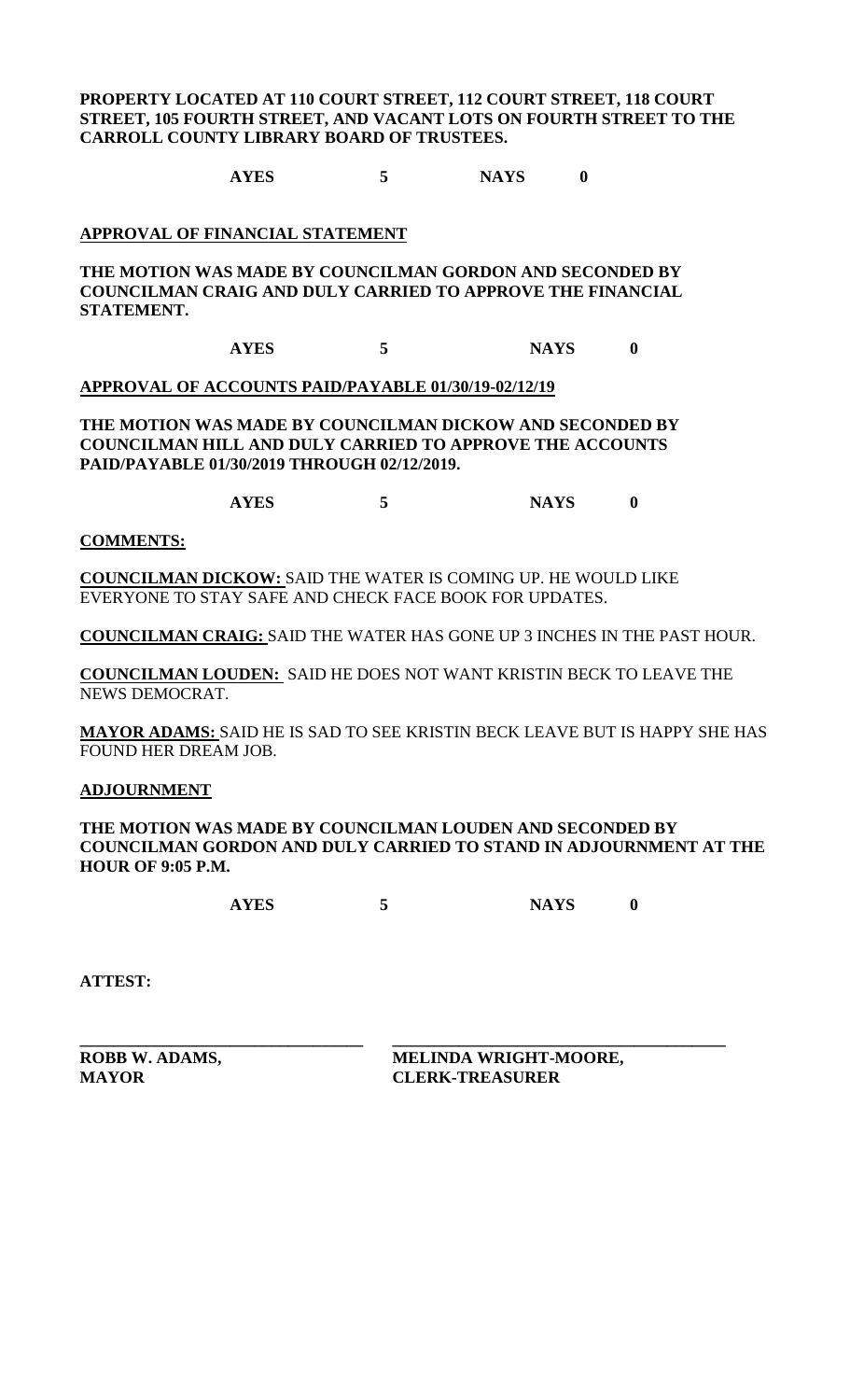**PROPERTY LOCATED AT 110 COURT STREET, 112 COURT STREET, 118 COURT STREET, 105 FOURTH STREET, AND VACANT LOTS ON FOURTH STREET TO THE CARROLL COUNTY LIBRARY BOARD OF TRUSTEES.**

**AYES 5 NAYS 0**

**APPROVAL OF FINANCIAL STATEMENT**

**THE MOTION WAS MADE BY COUNCILMAN GORDON AND SECONDED BY COUNCILMAN CRAIG AND DULY CARRIED TO APPROVE THE FINANCIAL STATEMENT.**

**AYES 5 NAYS 0**

**APPROVAL OF ACCOUNTS PAID/PAYABLE 01/30/19-02/12/19**

**THE MOTION WAS MADE BY COUNCILMAN DICKOW AND SECONDED BY COUNCILMAN HILL AND DULY CARRIED TO APPROVE THE ACCOUNTS PAID/PAYABLE 01/30/2019 THROUGH 02/12/2019.**

**AYES 5 NAYS 0**

**COMMENTS:**

**COUNCILMAN DICKOW:** SAID THE WATER IS COMING UP. HE WOULD LIKE EVERYONE TO STAY SAFE AND CHECK FACE BOOK FOR UPDATES.

**COUNCILMAN CRAIG:** SAID THE WATER HAS GONE UP 3 INCHES IN THE PAST HOUR.

**COUNCILMAN LOUDEN:** SAID HE DOES NOT WANT KRISTIN BECK TO LEAVE THE NEWS DEMOCRAT.

**MAYOR ADAMS:** SAID HE IS SAD TO SEE KRISTIN BECK LEAVE BUT IS HAPPY SHE HAS FOUND HER DREAM JOB.

**ADJOURNMENT**

**THE MOTION WAS MADE BY COUNCILMAN LOUDEN AND SECONDED BY COUNCILMAN GORDON AND DULY CARRIED TO STAND IN ADJOURNMENT AT THE HOUR OF 9:05 P.M.**

**AYES 5 NAYS 0**

**ATTEST:**

_______________________________ _______________________________

**ROBB W. ADAMS,**
**MAYOR**

**MELINDA WRIGHT-MOORE,**
**CLERK-TREASURER**